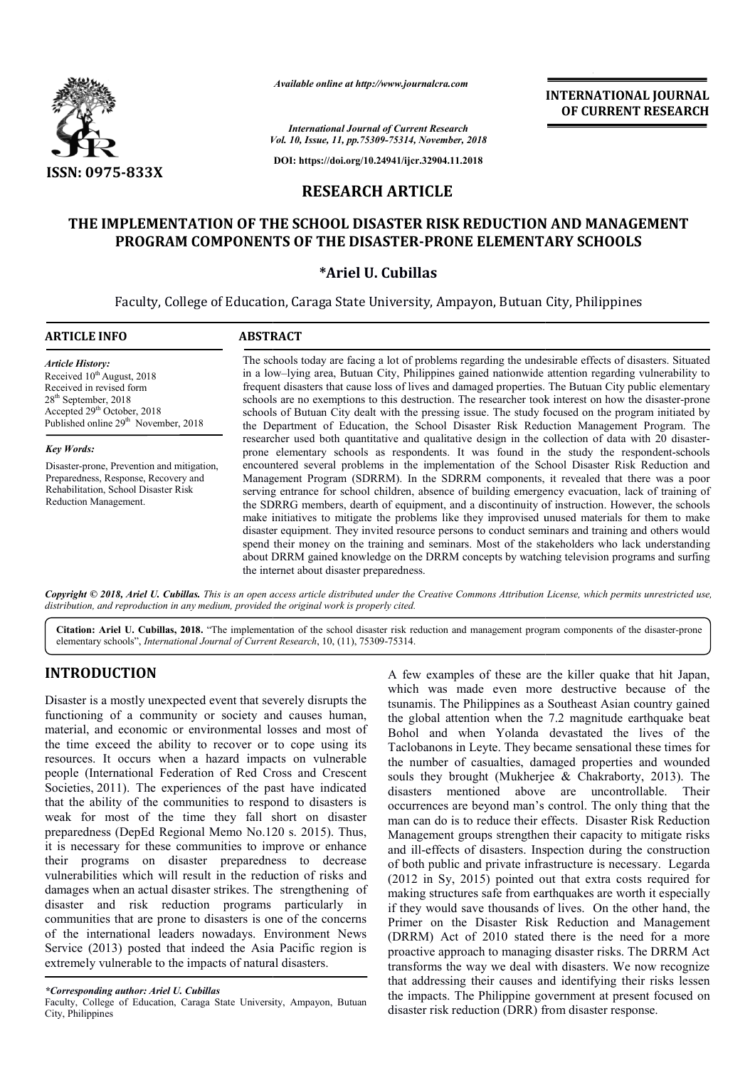*Available online at http://www.journalcra.com*

*International Journal of Current Research*
*Vol. 10, Issue, 11, pp.75309-75314, November, 2018*

**DOI: https://doi.org/10.24941/ijcr.32904.11.2018**

**INTERNATIONAL JOURNAL OF CURRENT RESEARCH**

**ISSN: 0975-833X**

## RESEARCH ARTICLE

# THE IMPLEMENTATION OF THE SCHOOL DISASTER RISK REDUCTION AND MANAGEMENT PROGRAM COMPONENTS OF THE DISASTER-PRONE ELEMENTARY SCHOOLS

**\*Ariel U. Cubillas**

Faculty, College of Education, Caraga State University, Ampayon, Butuan City, Philippines

### ARTICLE INFO

*Article History:*
Received 10th August, 2018
Received in revised form
28th September, 2018
Accepted 29th October, 2018
Published online 29th November, 2018

*Key Words:*
Disaster-prone, Prevention and mitigation, Preparedness, Response, Recovery and Rehabilitation, School Disaster Risk Reduction Management.

### ABSTRACT

The schools today are facing a lot of problems regarding the undesirable effects of disasters. Situated in a low–lying area, Butuan City, Philippines gained nationwide attention regarding vulnerability to frequent disasters that cause loss of lives and damaged properties. The Butuan City public elementary schools are no exemptions to this destruction. The researcher took interest on how the disaster-prone schools of Butuan City dealt with the pressing issue. The study focused on the program initiated by the Department of Education, the School Disaster Risk Reduction Management Program. The researcher used both quantitative and qualitative design in the collection of data with 20 disaster-prone elementary schools as respondents. It was found in the study the respondent-schools encountered several problems in the implementation of the School Disaster Risk Reduction and Management Program (SDRRM). In the SDRRM components, it revealed that there was a poor serving entrance for school children, absence of building emergency evacuation, lack of training of the SDRRG members, dearth of equipment, and a discontinuity of instruction. However, the schools make initiatives to mitigate the problems like they improvised unused materials for them to make disaster equipment. They invited resource persons to conduct seminars and training and others would spend their money on the training and seminars. Most of the stakeholders who lack understanding about DRRM gained knowledge on the DRRM concepts by watching television programs and surfing the internet about disaster preparedness.

*Copyright © 2018, Ariel U. Cubillas. This is an open access article distributed under the Creative Commons Attribution License, which permits unrestricted use, distribution, and reproduction in any medium, provided the original work is properly cited.*

**Citation: Ariel U. Cubillas, 2018.** "The implementation of the school disaster risk reduction and management program components of the disaster-prone elementary schools", *International Journal of Current Research*, 10, (11), 75309-75314.

## INTRODUCTION

Disaster is a mostly unexpected event that severely disrupts the functioning of a community or society and causes human, material, and economic or environmental losses and most of the time exceed the ability to recover or to cope using its resources. It occurs when a hazard impacts on vulnerable people (International Federation of Red Cross and Crescent Societies, 2011). The experiences of the past have indicated that the ability of the communities to respond to disasters is weak for most of the time they fall short on disaster preparedness (DepEd Regional Memo No.120 s. 2015). Thus, it is necessary for these communities to improve or enhance their programs on disaster preparedness to decrease vulnerabilities which will result in the reduction of risks and damages when an actual disaster strikes. The strengthening of disaster and risk reduction programs particularly in communities that are prone to disasters is one of the concerns of the international leaders nowadays. Environment News Service (2013) posted that indeed the Asia Pacific region is extremely vulnerable to the impacts of natural disasters.

A few examples of these are the killer quake that hit Japan, which was made even more destructive because of the tsunamis. The Philippines as a Southeast Asian country gained the global attention when the 7.2 magnitude earthquake beat Bohol and when Yolanda devastated the lives of the Taclobanons in Leyte. They became sensational these times for the number of casualties, damaged properties and wounded souls they brought (Mukherjee & Chakraborty, 2013). The disasters mentioned above are uncontrollable. Their occurrences are beyond man's control. The only thing that the man can do is to reduce their effects. Disaster Risk Reduction Management groups strengthen their capacity to mitigate risks and ill-effects of disasters. Inspection during the construction of both public and private infrastructure is necessary. Legarda (2012 in Sy, 2015) pointed out that extra costs required for making structures safe from earthquakes are worth it especially if they would save thousands of lives. On the other hand, the Primer on the Disaster Risk Reduction and Management (DRRM) Act of 2010 stated there is the need for a more proactive approach to managing disaster risks. The DRRM Act transforms the way we deal with disasters. We now recognize that addressing their causes and identifying their risks lessen the impacts. The Philippine government at present focused on disaster risk reduction (DRR) from disaster response.

*\*Corresponding author: Ariel U. Cubillas*
Faculty, College of Education, Caraga State University, Ampayon, Butuan City, Philippines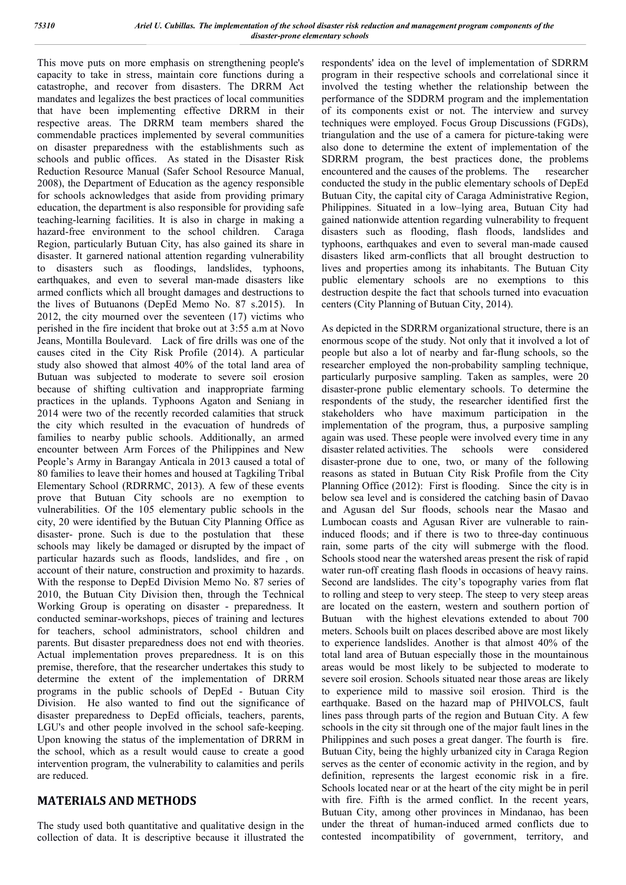This move puts on more emphasis on strengthening people's capacity to take in stress, maintain core functions during a catastrophe, and recover from disasters. The DRRM Act mandates and legalizes the best practices of local communities that have been implementing effective DRRM in their respective areas. The DRRM team members shared the commendable practices implemented by several communities on disaster preparedness with the establishments such as schools and public offices. As stated in the Disaster Risk Reduction Resource Manual (Safer School Resource Manual, 2008), the Department of Education as the agency responsible for schools acknowledges that aside from providing primary education, the department is also responsible for providing safe teaching-learning facilities. It is also in charge in making a hazard-free environment to the school children. Caraga Region, particularly Butuan City, has also gained its share in disaster. It garnered national attention regarding vulnerability to disasters such as floodings, landslides, typhoons, earthquakes, and even to several man-made disasters like armed conflicts which all brought damages and destructions to the lives of Butuanons (DepEd Memo No. 87 s.2015). In 2012, the city mourned over the seventeen (17) victims who perished in the fire incident that broke out at 3:55 a.m at Novo Jeans, Montilla Boulevard. Lack of fire drills was one of the causes cited in the City Risk Profile (2014). A particular study also showed that almost 40% of the total land area of Butuan was subjected to moderate to severe soil erosion because of shifting cultivation and inappropriate farming practices in the uplands. Typhoons Agaton and Seniang in 2014 were two of the recently recorded calamities that struck the city which resulted in the evacuation of hundreds of families to nearby public schools. Additionally, an armed encounter between Arm Forces of the Philippines and New People's Army in Barangay Anticala in 2013 caused a total of 80 families to leave their homes and housed at Tagkiling Tribal Elementary School (RDRRMC, 2013). A few of these events prove that Butuan City schools are no exemption to vulnerabilities. Of the 105 elementary public schools in the city, 20 were identified by the Butuan City Planning Office as disaster- prone. Such is due to the postulation that these schools may likely be damaged or disrupted by the impact of particular hazards such as floods, landslides, and fire , on account of their nature, construction and proximity to hazards. With the response to DepEd Division Memo No. 87 series of 2010, the Butuan City Division then, through the Technical Working Group is operating on disaster - preparedness. It conducted seminar-workshops, pieces of training and lectures for teachers, school administrators, school children and parents. But disaster preparedness does not end with theories. Actual implementation proves preparedness. It is on this premise, therefore, that the researcher undertakes this study to determine the extent of the implementation of DRRM programs in the public schools of DepEd - Butuan City Division. He also wanted to find out the significance of disaster preparedness to DepEd officials, teachers, parents, LGU's and other people involved in the school safe-keeping. Upon knowing the status of the implementation of DRRM in the school, which as a result would cause to create a good intervention program, the vulnerability to calamities and perils are reduced.

## MATERIALS AND METHODS

The study used both quantitative and qualitative design in the collection of data. It is descriptive because it illustrated the respondents' idea on the level of implementation of SDRRM program in their respective schools and correlational since it involved the testing whether the relationship between the performance of the SDDRM program and the implementation of its components exist or not. The interview and survey techniques were employed. Focus Group Discussions (FGDs), triangulation and the use of a camera for picture-taking were also done to determine the extent of implementation of the SDRRM program, the best practices done, the problems encountered and the causes of the problems. The researcher conducted the study in the public elementary schools of DepEd Butuan City, the capital city of Caraga Administrative Region, Philippines. Situated in a low–lying area, Butuan City had gained nationwide attention regarding vulnerability to frequent disasters such as flooding, flash floods, landslides and typhoons, earthquakes and even to several man-made caused disasters liked arm-conflicts that all brought destruction to lives and properties among its inhabitants. The Butuan City public elementary schools are no exemptions to this destruction despite the fact that schools turned into evacuation centers (City Planning of Butuan City, 2014).

As depicted in the SDRRM organizational structure, there is an enormous scope of the study. Not only that it involved a lot of people but also a lot of nearby and far-flung schools, so the researcher employed the non-probability sampling technique, particularly purposive sampling. Taken as samples, were 20 disaster-prone public elementary schools. To determine the respondents of the study, the researcher identified first the stakeholders who have maximum participation in the implementation of the program, thus, a purposive sampling again was used. These people were involved every time in any disaster related activities. The schools were considered disaster-prone due to one, two, or many of the following reasons as stated in Butuan City Risk Profile from the City Planning Office (2012): First is flooding. Since the city is in below sea level and is considered the catching basin of Davao and Agusan del Sur floods, schools near the Masao and Lumbocan coasts and Agusan River are vulnerable to rain-induced floods; and if there is two to three-day continuous rain, some parts of the city will submerge with the flood. Schools stood near the watershed areas present the risk of rapid water run-off creating flash floods in occasions of heavy rains. Second are landslides. The city's topography varies from flat to rolling and steep to very steep. The steep to very steep areas are located on the eastern, western and southern portion of Butuan with the highest elevations extended to about 700 meters. Schools built on places described above are most likely to experience landslides. Another is that almost 40% of the total land area of Butuan especially those in the mountainous areas would be most likely to be subjected to moderate to severe soil erosion. Schools situated near those areas are likely to experience mild to massive soil erosion. Third is the earthquake. Based on the hazard map of PHIVOLCS, fault lines pass through parts of the region and Butuan City. A few schools in the city sit through one of the major fault lines in the Philippines and such poses a great danger. The fourth is fire. Butuan City, being the highly urbanized city in Caraga Region serves as the center of economic activity in the region, and by definition, represents the largest economic risk in a fire. Schools located near or at the heart of the city might be in peril with fire. Fifth is the armed conflict. In the recent years, Butuan City, among other provinces in Mindanao, has been under the threat of human-induced armed conflicts due to contested incompatibility of government, territory, and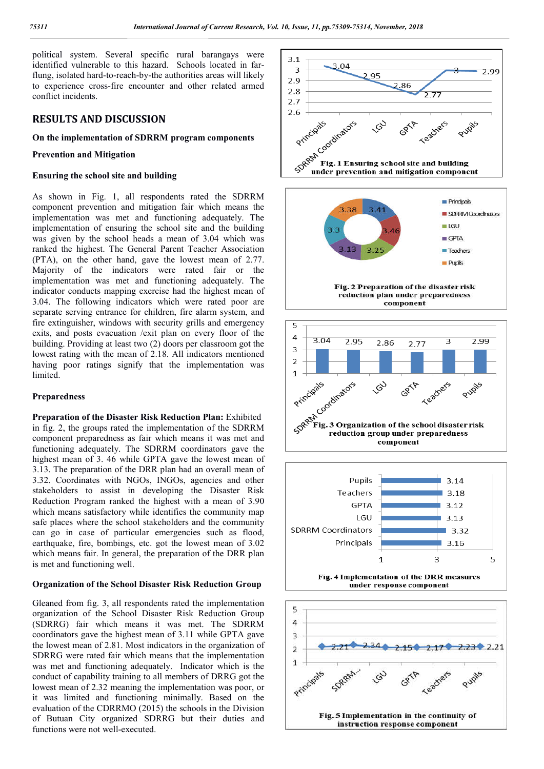political system. Several specific rural barangays were identified vulnerable to this hazard. Schools located in far-flung, isolated hard-to-reach-by-the authorities areas will likely to experience cross-fire encounter and other related armed conflict incidents.

## RESULTS AND DISCUSSION

### On the implementation of SDRRM program components

### Prevention and Mitigation

### Ensuring the school site and building

As shown in Fig. 1, all respondents rated the SDRRM component prevention and mitigation fair which means the implementation was met and functioning adequately. The implementation of ensuring the school site and the building was given by the school heads a mean of 3.04 which was ranked the highest. The General Parent Teacher Association (PTA), on the other hand, gave the lowest mean of 2.77. Majority of the indicators were rated fair or the implementation was met and functioning adequately. The indicator conducts mapping exercise had the highest mean of 3.04. The following indicators which were rated poor are separate serving entrance for children, fire alarm system, and fire extinguisher, windows with security grills and emergency exits, and posts evacuation /exit plan on every floor of the building. Providing at least two (2) doors per classroom got the lowest rating with the mean of 2.18. All indicators mentioned having poor ratings signify that the implementation was limited.

### Preparedness

**Preparation of the Disaster Risk Reduction Plan:** Exhibited in fig. 2, the groups rated the implementation of the SDRRM component preparedness as fair which means it was met and functioning adequately. The SDRRM coordinators gave the highest mean of 3. 46 while GPTA gave the lowest mean of 3.13. The preparation of the DRR plan had an overall mean of 3.32. Coordinates with NGOs, INGOs, agencies and other stakeholders to assist in developing the Disaster Risk Reduction Program ranked the highest with a mean of 3.90 which means satisfactory while identifies the community map safe places where the school stakeholders and the community can go in case of particular emergencies such as flood, earthquake, fire, bombings, etc. got the lowest mean of 3.02 which means fair. In general, the preparation of the DRR plan is met and functioning well.

### Organization of the School Disaster Risk Reduction Group

Gleaned from fig. 3, all respondents rated the implementation organization of the School Disaster Risk Reduction Group (SDRRG) fair which means it was met. The SDRRM coordinators gave the highest mean of 3.11 while GPTA gave the lowest mean of 2.81. Most indicators in the organization of SDRRG were rated fair which means that the implementation was met and functioning adequately. Indicator which is the conduct of capability training to all members of DRRG got the lowest mean of 2.32 meaning the implementation was poor, or it was limited and functioning minimally. Based on the evaluation of the CDRRMO (2015) the schools in the Division of Butuan City organized SDRRG but their duties and functions were not well-executed.

Fig. 1 Ensuring school site and building under prevention and mitigation component

Fig. 2 Preparation of the disaster risk reduction plan under preparedness component

Fig. 3 Organization of the school disaster risk reduction group under preparedness component

Fig. 4 Implementation of the DRR measures under response component

Fig. 5 Implementation in the continuity of instruction response component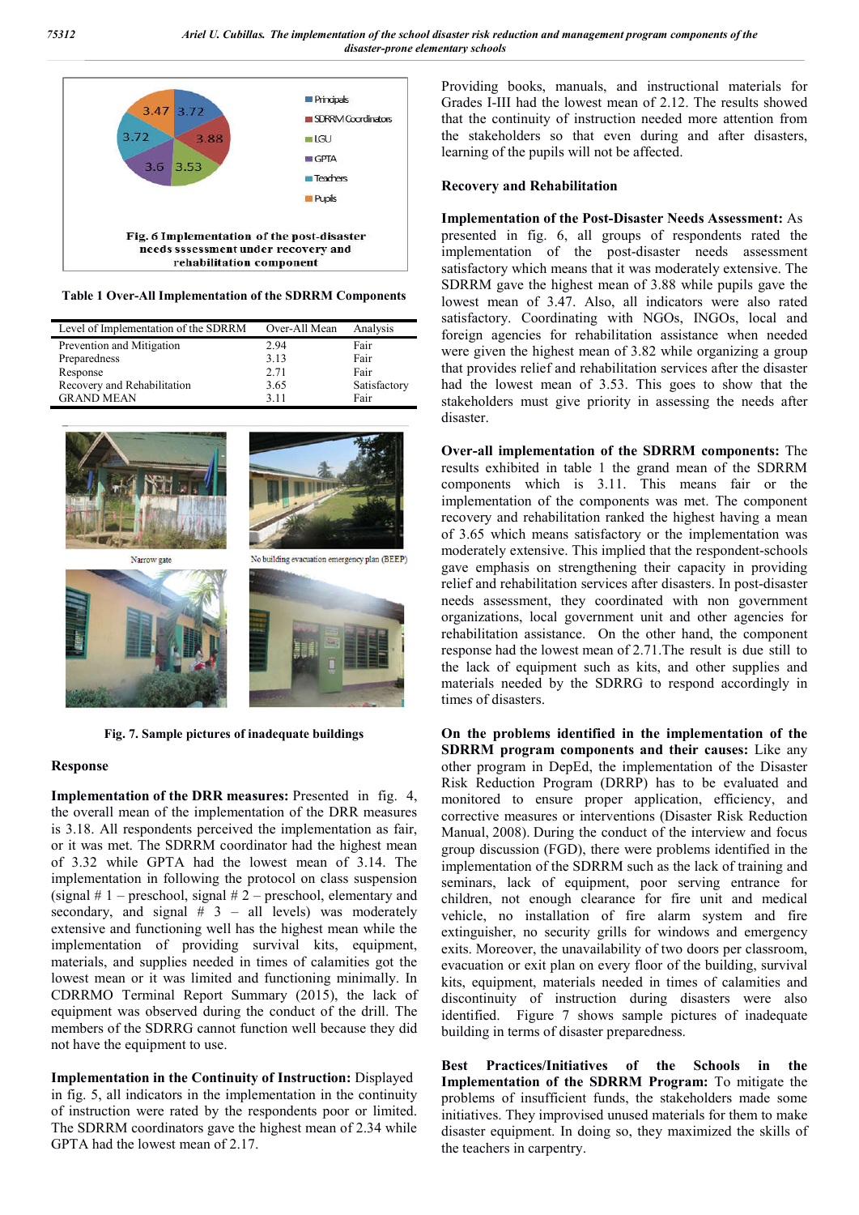Fig. 6 Implementation of the post-disaster needs sssessment under recovery and rehabilitation component

Table 1 Over-All Implementation of the SDRRM Components

| Level of Implementation of the SDRRM | Over-All Mean | Analysis |
|---|---|---|
| Prevention and Mitigation | 2.94 | Fair |
| Preparedness | 3.13 | Fair |
| Response | 2.71 | Fair |
| Recovery and Rehabilitation | 3.65 | Satisfactory |
| GRAND MEAN | 3.11 | Fair |

Narrow gate

No building evacuation emergency plan (BEEP)

Fig. 7. Sample pictures of inadequate buildings

## Response

**Implementation of the DRR measures:** Presented in fig. 4, the overall mean of the implementation of the DRR measures is 3.18. All respondents perceived the implementation as fair, or it was met. The SDRRM coordinator had the highest mean of 3.32 while GPTA had the lowest mean of 3.14. The implementation in following the protocol on class suspension (signal # 1 – preschool, signal # 2 – preschool, elementary and secondary, and signal # 3 – all levels) was moderately extensive and functioning well has the highest mean while the implementation of providing survival kits, equipment, materials, and supplies needed in times of calamities got the lowest mean or it was limited and functioning minimally. In CDRRMO Terminal Report Summary (2015), the lack of equipment was observed during the conduct of the drill. The members of the SDRRG cannot function well because they did not have the equipment to use.

**Implementation in the Continuity of Instruction:** Displayed in fig. 5, all indicators in the implementation in the continuity of instruction were rated by the respondents poor or limited. The SDRRM coordinators gave the highest mean of 2.34 while GPTA had the lowest mean of 2.17. Providing books, manuals, and instructional materials for Grades I-III had the lowest mean of 2.12. The results showed that the continuity of instruction needed more attention from the stakeholders so that even during and after disasters, learning of the pupils will not be affected.

## Recovery and Rehabilitation

**Implementation of the Post-Disaster Needs Assessment:** As presented in fig. 6, all groups of respondents rated the implementation of the post-disaster needs assessment satisfactory which means that it was moderately extensive. The SDRRM gave the highest mean of 3.88 while pupils gave the lowest mean of 3.47. Also, all indicators were also rated satisfactory. Coordinating with NGOs, INGOs, local and foreign agencies for rehabilitation assistance when needed were given the highest mean of 3.82 while organizing a group that provides relief and rehabilitation services after the disaster had the lowest mean of 3.53. This goes to show that the stakeholders must give priority in assessing the needs after disaster.

**Over-all implementation of the SDRRM components:** The results exhibited in table 1 the grand mean of the SDRRM components which is 3.11. This means fair or the implementation of the components was met. The component recovery and rehabilitation ranked the highest having a mean of 3.65 which means satisfactory or the implementation was moderately extensive. This implied that the respondent-schools gave emphasis on strengthening their capacity in providing relief and rehabilitation services after disasters. In post-disaster needs assessment, they coordinated with non government organizations, local government unit and other agencies for rehabilitation assistance. On the other hand, the component response had the lowest mean of 2.71.The result is due still to the lack of equipment such as kits, and other supplies and materials needed by the SDRRG to respond accordingly in times of disasters.

**On the problems identified in the implementation of the SDRRM program components and their causes:** Like any other program in DepEd, the implementation of the Disaster Risk Reduction Program (DRRP) has to be evaluated and monitored to ensure proper application, efficiency, and corrective measures or interventions (Disaster Risk Reduction Manual, 2008). During the conduct of the interview and focus group discussion (FGD), there were problems identified in the implementation of the SDRRM such as the lack of training and seminars, lack of equipment, poor serving entrance for children, not enough clearance for fire unit and medical vehicle, no installation of fire alarm system and fire extinguisher, no security grills for windows and emergency exits. Moreover, the unavailability of two doors per classroom, evacuation or exit plan on every floor of the building, survival kits, equipment, materials needed in times of calamities and discontinuity of instruction during disasters were also identified. Figure 7 shows sample pictures of inadequate building in terms of disaster preparedness.

**Best Practices/Initiatives of the Schools in the Implementation of the SDRRM Program:** To mitigate the problems of insufficient funds, the stakeholders made some initiatives. They improvised unused materials for them to make disaster equipment. In doing so, they maximized the skills of the teachers in carpentry.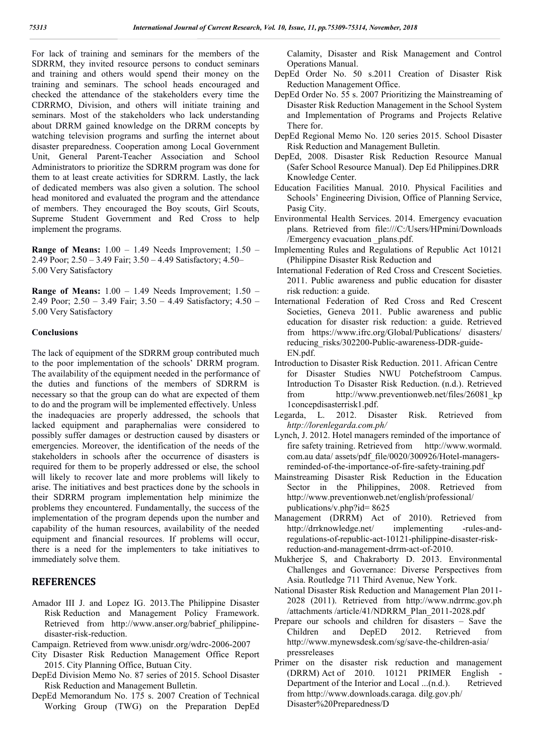For lack of training and seminars for the members of the SDRRM, they invited resource persons to conduct seminars and training and others would spend their money on the training and seminars. The school heads encouraged and checked the attendance of the stakeholders every time the CDRRMO, Division, and others will initiate training and seminars. Most of the stakeholders who lack understanding about DRRM gained knowledge on the DRRM concepts by watching television programs and surfing the internet about disaster preparedness. Cooperation among Local Government Unit, General Parent-Teacher Association and School Administrators to prioritize the SDRRM program was done for them to at least create activities for SDRRM. Lastly, the lack of dedicated members was also given a solution. The school head monitored and evaluated the program and the attendance of members. They encouraged the Boy scouts, Girl Scouts, Supreme Student Government and Red Cross to help implement the programs.

**Range of Means:** 1.00 – 1.49 Needs Improvement; 1.50 – 2.49 Poor; 2.50 – 3.49 Fair; 3.50 – 4.49 Satisfactory; 4.50– 5.00 Very Satisfactory

**Range of Means:** 1.00 – 1.49 Needs Improvement; 1.50 – 2.49 Poor; 2.50 – 3.49 Fair; 3.50 – 4.49 Satisfactory; 4.50 – 5.00 Very Satisfactory

**Conclusions**

The lack of equipment of the SDRRM group contributed much to the poor implementation of the schools' DRRM program. The availability of the equipment needed in the performance of the duties and functions of the members of SDRRM is necessary so that the group can do what are expected of them to do and the program will be implemented effectively. Unless the inadequacies are properly addressed, the schools that lacked equipment and paraphernalias were considered to possibly suffer damages or destruction caused by disasters or emergencies. Moreover, the identification of the needs of the stakeholders in schools after the occurrence of disasters is required for them to be properly addressed or else, the school will likely to recover late and more problems will likely to arise. The initiatives and best practices done by the schools in their SDRRM program implementation help minimize the problems they encountered. Fundamentally, the success of the implementation of the program depends upon the number and capability of the human resources, availability of the needed equipment and financial resources. If problems will occur, there is a need for the implementers to take initiatives to immediately solve them.

## REFERENCES

Amador III J. and Lopez IG. 2013.The Philippine Disaster Risk Reduction and Management Policy Framework. Retrieved from http://www.anser.org/babrief_philippine-disaster-risk-reduction.

Campaign. Retrieved from www.unisdr.org/wdrc-2006-2007

City Disaster Risk Reduction Management Office Report 2015. City Planning Office, Butuan City.

DepEd Division Memo No. 87 series of 2015. School Disaster Risk Reduction and Management Bulletin.

DepEd Memorandum No. 175 s. 2007 Creation of Technical Working Group (TWG) on the Preparation DepEd Calamity, Disaster and Risk Management and Control Operations Manual.

DepEd Order No. 50 s.2011 Creation of Disaster Risk Reduction Management Office.

DepEd Order No. 55 s. 2007 Prioritizing the Mainstreaming of Disaster Risk Reduction Management in the School System and Implementation of Programs and Projects Relative There for.

DepEd Regional Memo No. 120 series 2015. School Disaster Risk Reduction and Management Bulletin.

DepEd, 2008. Disaster Risk Reduction Resource Manual (Safer School Resource Manual). Dep Ed Philippines.DRR Knowledge Center.

Education Facilities Manual. 2010. Physical Facilities and Schools' Engineering Division, Office of Planning Service, Pasig City.

Environmental Health Services. 2014. Emergency evacuation plans. Retrieved from file:///C:/Users/HPmini/Downloads /Emergency evacuation _plans.pdf.

Implementing Rules and Regulations of Republic Act 10121 (Philippine Disaster Risk Reduction and

International Federation of Red Cross and Crescent Societies. 2011. Public awareness and public education for disaster risk reduction: a guide.

International Federation of Red Cross and Red Crescent Societies, Geneva 2011. Public awareness and public education for disaster risk reduction: a guide. Retrieved from https://www.ifrc.org/Global/Publications/ disasters/ reducing_risks/302200-Public-awareness-DDR-guide-EN.pdf.

Introduction to Disaster Risk Reduction. 2011. African Centre for Disaster Studies NWU Potchefstroom Campus. Introduction To Disaster Risk Reduction. (n.d.). Retrieved from http://www.preventionweb.net/files/26081_kp 1concepdisasterrisk1.pdf.

Legarda, L. 2012. Disaster Risk. Retrieved from *http://lorenlegarda.com.ph/*

Lynch, J. 2012. Hotel managers reminded of the importance of fire safety training. Retrieved from http://www.wormald. com.au data/ assets/pdf_file/0020/300926/Hotel-managers-reminded-of-the-importance-of-fire-safety-training.pdf

Mainstreaming Disaster Risk Reduction in the Education Sector in the Philippines, 2008. Retrieved from http://www.preventionweb.net/english/professional/ publications/v.php?id= 8625

Management (DRRM) Act of 2010). Retrieved from http://drrknowledge.net/ implementing -rules-and-regulations-of-republic-act-10121-philippine-disaster-risk-reduction-and-management-drrm-act-of-2010.

Mukherjee S, and Chakraborty D. 2013. Environmental Challenges and Governance: Diverse Perspectives from Asia. Routledge 711 Third Avenue, New York.

National Disaster Risk Reduction and Management Plan 2011-2028 (2011). Retrieved from http://www.ndrrmc.gov.ph /attachments /article/41/NDRRM_Plan_2011-2028.pdf

Prepare our schools and children for disasters – Save the Children and DepED 2012. Retrieved from http://www.mynewsdesk.com/sg/save-the-children-asia/ pressreleases

Primer on the disaster risk reduction and management (DRRM) Act of 2010. 10121 PRIMER English - Department of the Interior and Local ...(n.d.). Retrieved from http://www.downloads.caraga. dilg.gov.ph/ Disaster%20Preparedness/D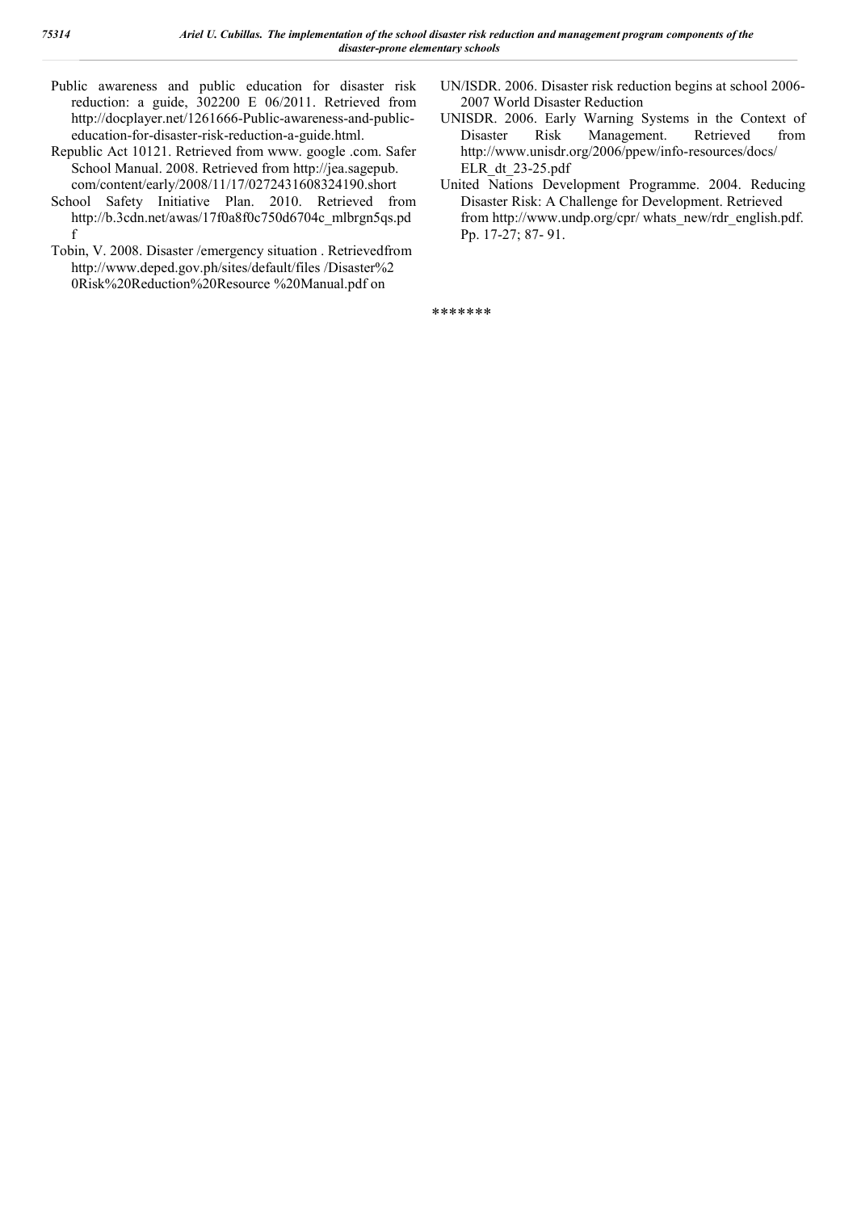Public awareness and public education for disaster risk reduction: a guide, 302200 E 06/2011. Retrieved from http://docplayer.net/1261666-Public-awareness-and-public-education-for-disaster-risk-reduction-a-guide.html.

Republic Act 10121. Retrieved from www. google .com. Safer School Manual. 2008. Retrieved from http://jea.sagepub. com/content/early/2008/11/17/0272431608324190.short

School Safety Initiative Plan. 2010. Retrieved from http://b.3cdn.net/awas/17f0a8f0c750d6704c_mlbrgn5qs.pdf

Tobin, V. 2008. Disaster /emergency situation . Retrievedfrom http://www.deped.gov.ph/sites/default/files /Disaster%20Risk%20Reduction%20Resource %20Manual.pdf on

UN/ISDR. 2006. Disaster risk reduction begins at school 2006-2007 World Disaster Reduction

UNISDR. 2006. Early Warning Systems in the Context of Disaster Risk Management. Retrieved from http://www.unisdr.org/2006/ppew/info-resources/docs/ELR_dt_23-25.pdf

United Nations Development Programme. 2004. Reducing Disaster Risk: A Challenge for Development. Retrieved from http://www.undp.org/cpr/ whats_new/rdr_english.pdf. Pp. 17-27; 87- 91.

*******